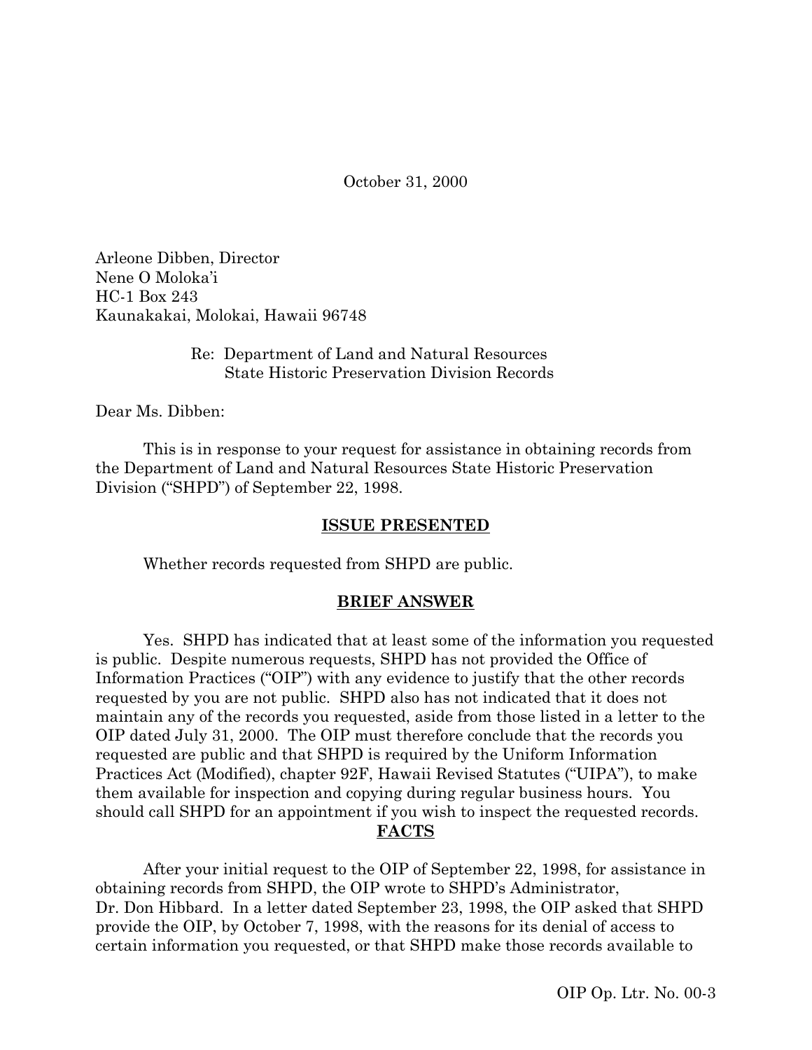October 31, 2000

Arleone Dibben, Director
Nene O Moloka'i
HC-1 Box 243
Kaunakakai, Molokai, Hawaii 96748

Re: Department of Land and Natural Resources
State Historic Preservation Division Records

Dear Ms. Dibben:

This is in response to your request for assistance in obtaining records from the Department of Land and Natural Resources State Historic Preservation Division ("SHPD") of September 22, 1998.

## ISSUE PRESENTED

Whether records requested from SHPD are public.

## BRIEF ANSWER

Yes. SHPD has indicated that at least some of the information you requested is public. Despite numerous requests, SHPD has not provided the Office of Information Practices ("OIP") with any evidence to justify that the other records requested by you are not public. SHPD also has not indicated that it does not maintain any of the records you requested, aside from those listed in a letter to the OIP dated July 31, 2000. The OIP must therefore conclude that the records you requested are public and that SHPD is required by the Uniform Information Practices Act (Modified), chapter 92F, Hawaii Revised Statutes ("UIPA"), to make them available for inspection and copying during regular business hours. You should call SHPD for an appointment if you wish to inspect the requested records.

## FACTS

After your initial request to the OIP of September 22, 1998, for assistance in obtaining records from SHPD, the OIP wrote to SHPD's Administrator, Dr. Don Hibbard. In a letter dated September 23, 1998, the OIP asked that SHPD provide the OIP, by October 7, 1998, with the reasons for its denial of access to certain information you requested, or that SHPD make those records available to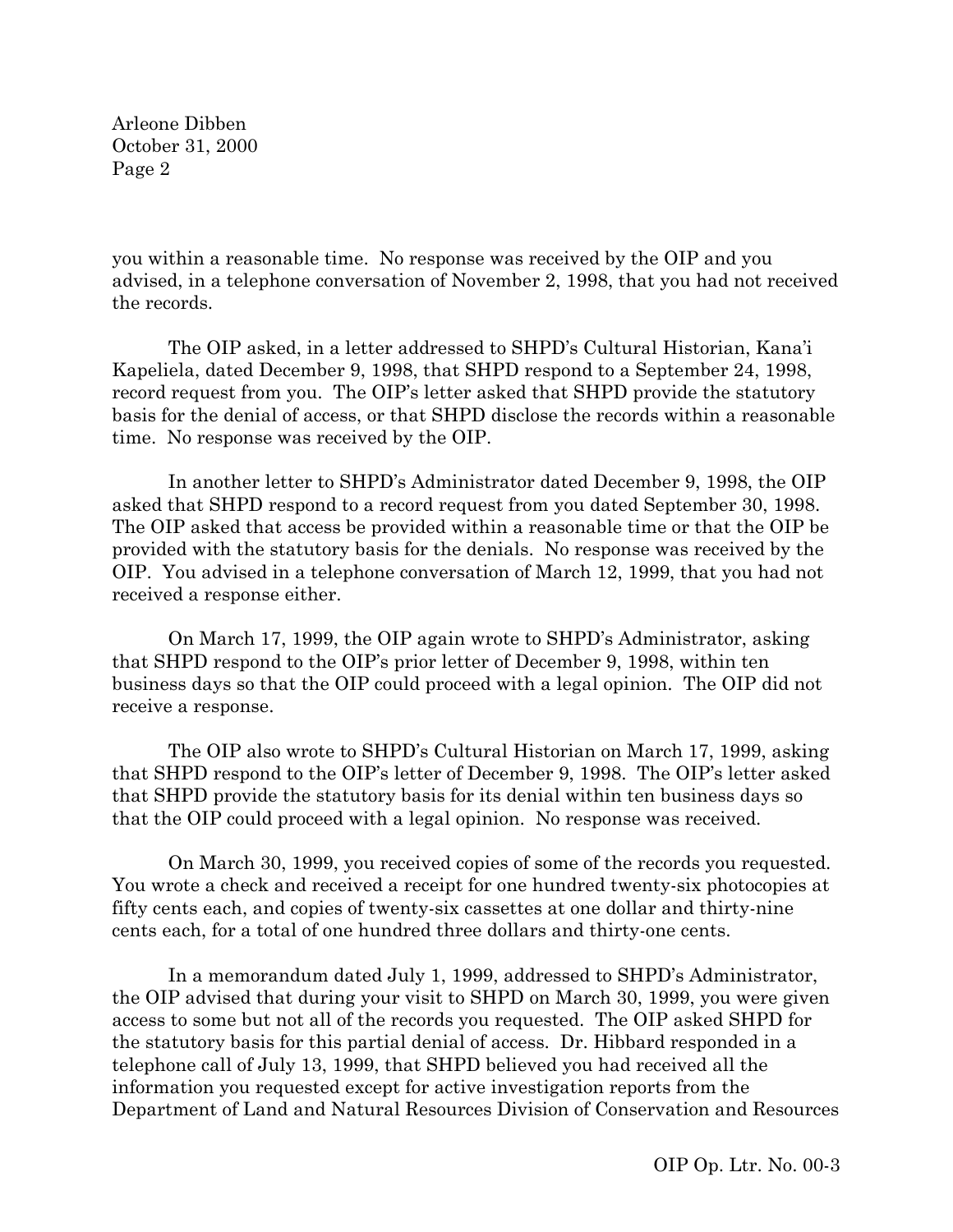you within a reasonable time. No response was received by the OIP and you advised, in a telephone conversation of November 2, 1998, that you had not received the records.

The OIP asked, in a letter addressed to SHPD's Cultural Historian, Kana'i Kapeliela, dated December 9, 1998, that SHPD respond to a September 24, 1998, record request from you. The OIP's letter asked that SHPD provide the statutory basis for the denial of access, or that SHPD disclose the records within a reasonable time. No response was received by the OIP.

In another letter to SHPD's Administrator dated December 9, 1998, the OIP asked that SHPD respond to a record request from you dated September 30, 1998. The OIP asked that access be provided within a reasonable time or that the OIP be provided with the statutory basis for the denials. No response was received by the OIP. You advised in a telephone conversation of March 12, 1999, that you had not received a response either.

On March 17, 1999, the OIP again wrote to SHPD's Administrator, asking that SHPD respond to the OIP's prior letter of December 9, 1998, within ten business days so that the OIP could proceed with a legal opinion. The OIP did not receive a response.

The OIP also wrote to SHPD's Cultural Historian on March 17, 1999, asking that SHPD respond to the OIP's letter of December 9, 1998. The OIP's letter asked that SHPD provide the statutory basis for its denial within ten business days so that the OIP could proceed with a legal opinion. No response was received.

On March 30, 1999, you received copies of some of the records you requested. You wrote a check and received a receipt for one hundred twenty-six photocopies at fifty cents each, and copies of twenty-six cassettes at one dollar and thirty-nine cents each, for a total of one hundred three dollars and thirty-one cents.

In a memorandum dated July 1, 1999, addressed to SHPD's Administrator, the OIP advised that during your visit to SHPD on March 30, 1999, you were given access to some but not all of the records you requested. The OIP asked SHPD for the statutory basis for this partial denial of access. Dr. Hibbard responded in a telephone call of July 13, 1999, that SHPD believed you had received all the information you requested except for active investigation reports from the Department of Land and Natural Resources Division of Conservation and Resources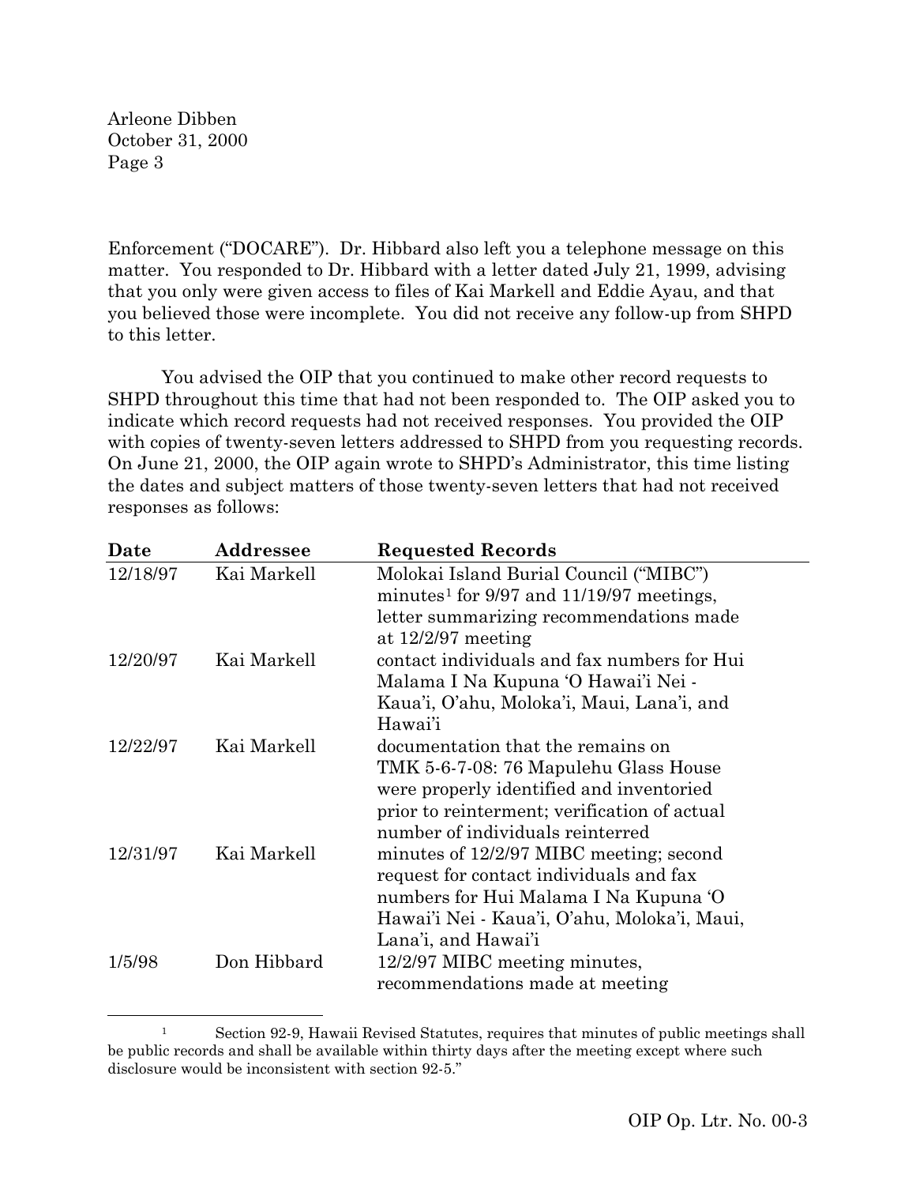Enforcement ("DOCARE"). Dr. Hibbard also left you a telephone message on this matter. You responded to Dr. Hibbard with a letter dated July 21, 1999, advising that you only were given access to files of Kai Markell and Eddie Ayau, and that you believed those were incomplete. You did not receive any follow-up from SHPD to this letter.

You advised the OIP that you continued to make other record requests to SHPD throughout this time that had not been responded to. The OIP asked you to indicate which record requests had not received responses. You provided the OIP with copies of twenty-seven letters addressed to SHPD from you requesting records. On June 21, 2000, the OIP again wrote to SHPD's Administrator, this time listing the dates and subject matters of those twenty-seven letters that had not received responses as follows:

| Date | Addressee | Requested Records |
|---|---|---|
| 12/18/97 | Kai Markell | Molokai Island Burial Council ("MIBC") minutes[1] for 9/97 and 11/19/97 meetings, letter summarizing recommendations made at 12/2/97 meeting |
| 12/20/97 | Kai Markell | contact individuals and fax numbers for Hui Malama I Na Kupuna 'O Hawai'i Nei - Kaua'i, O'ahu, Moloka'i, Maui, Lana'i, and Hawai'i |
| 12/22/97 | Kai Markell | documentation that the remains on TMK 5-6-7-08: 76 Mapulehu Glass House were properly identified and inventoried prior to reinterment; verification of actual number of individuals reinterred |
| 12/31/97 | Kai Markell | minutes of 12/2/97 MIBC meeting; second request for contact individuals and fax numbers for Hui Malama I Na Kupuna 'O Hawai'i Nei - Kaua'i, O'ahu, Moloka'i, Maui, Lana'i, and Hawai'i |
| 1/5/98 | Don Hibbard | 12/2/97 MIBC meeting minutes, recommendations made at meeting |

[1] Section 92-9, Hawaii Revised Statutes, requires that minutes of public meetings shall be public records and shall be available within thirty days after the meeting except where such disclosure would be inconsistent with section 92-5."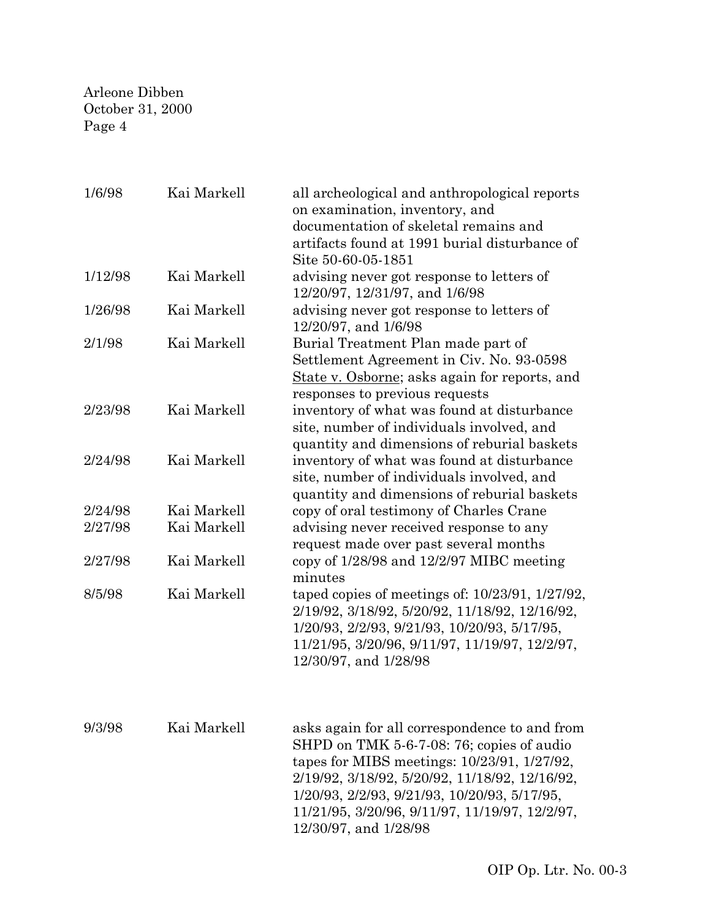| | | |
|---|---|---|
| 1/6/98 | Kai Markell | all archeological and anthropological reports on examination, inventory, and documentation of skeletal remains and artifacts found at 1991 burial disturbance of Site 50-60-05-1851 |
| 1/12/98 | Kai Markell | advising never got response to letters of 12/20/97, 12/31/97, and 1/6/98 |
| 1/26/98 | Kai Markell | advising never got response to letters of 12/20/97, and 1/6/98 |
| 2/1/98 | Kai Markell | Burial Treatment Plan made part of Settlement Agreement in Civ. No. 93-0598 State v. Osborne; asks again for reports, and responses to previous requests |
| 2/23/98 | Kai Markell | inventory of what was found at disturbance site, number of individuals involved, and quantity and dimensions of reburial baskets |
| 2/24/98 | Kai Markell | inventory of what was found at disturbance site, number of individuals involved, and quantity and dimensions of reburial baskets |
| 2/24/98 | Kai Markell | copy of oral testimony of Charles Crane |
| 2/27/98 | Kai Markell | advising never received response to any request made over past several months |
| 2/27/98 | Kai Markell | copy of 1/28/98 and 12/2/97 MIBC meeting minutes |
| 8/5/98 | Kai Markell | taped copies of meetings of: 10/23/91, 1/27/92, 2/19/92, 3/18/92, 5/20/92, 11/18/92, 12/16/92, 1/20/93, 2/2/93, 9/21/93, 10/20/93, 5/17/95, 11/21/95, 3/20/96, 9/11/97, 11/19/97, 12/2/97, 12/30/97, and 1/28/98 |
| 9/3/98 | Kai Markell | asks again for all correspondence to and from SHPD on TMK 5-6-7-08: 76; copies of audio tapes for MIBS meetings: 10/23/91, 1/27/92, 2/19/92, 3/18/92, 5/20/92, 11/18/92, 12/16/92, 1/20/93, 2/2/93, 9/21/93, 10/20/93, 5/17/95, 11/21/95, 3/20/96, 9/11/97, 11/19/97, 12/2/97, 12/30/97, and 1/28/98 |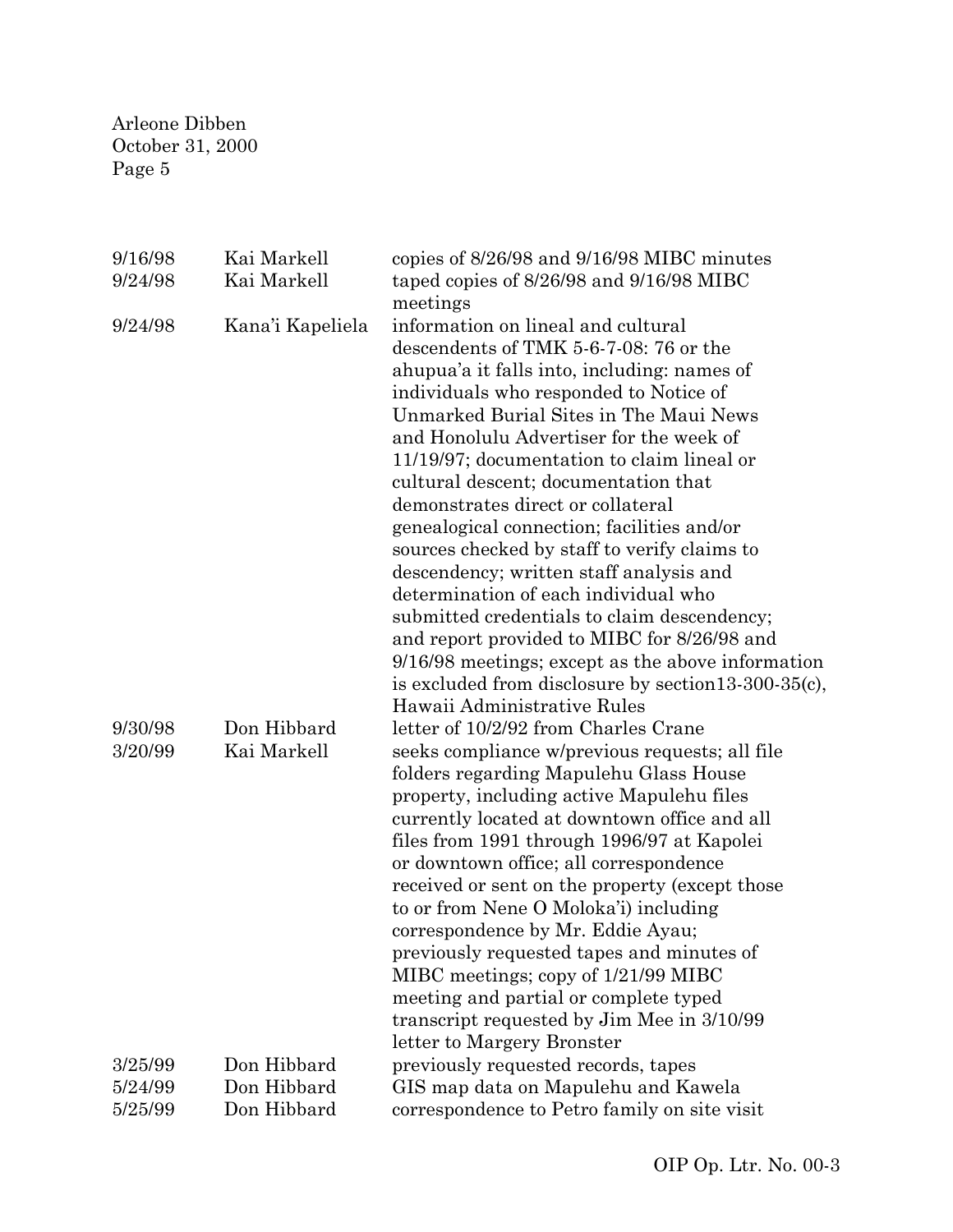| | | |
|---|---|---|
| 9/16/98 | Kai Markell | copies of 8/26/98 and 9/16/98 MIBC minutes |
| 9/24/98 | Kai Markell | taped copies of 8/26/98 and 9/16/98 MIBC meetings |
| 9/24/98 | Kana'i Kapeliela | information on lineal and cultural descendents of TMK 5-6-7-08: 76 or the ahupua'a it falls into, including: names of individuals who responded to Notice of Unmarked Burial Sites in The Maui News and Honolulu Advertiser for the week of 11/19/97; documentation to claim lineal or cultural descent; documentation that demonstrates direct or collateral genealogical connection; facilities and/or sources checked by staff to verify claims to descendency; written staff analysis and determination of each individual who submitted credentials to claim descendency; and report provided to MIBC for 8/26/98 and 9/16/98 meetings; except as the above information is excluded from disclosure by section13-300-35(c), Hawaii Administrative Rules |
| 9/30/98 | Don Hibbard | letter of 10/2/92 from Charles Crane |
| 3/20/99 | Kai Markell | seeks compliance w/previous requests; all file folders regarding Mapulehu Glass House property, including active Mapulehu files currently located at downtown office and all files from 1991 through 1996/97 at Kapolei or downtown office; all correspondence received or sent on the property (except those to or from Nene O Moloka'i) including correspondence by Mr. Eddie Ayau; previously requested tapes and minutes of MIBC meetings; copy of 1/21/99 MIBC meeting and partial or complete typed transcript requested by Jim Mee in 3/10/99 letter to Margery Bronster |
| 3/25/99 | Don Hibbard | previously requested records, tapes |
| 5/24/99 | Don Hibbard | GIS map data on Mapulehu and Kawela |
| 5/25/99 | Don Hibbard | correspondence to Petro family on site visit |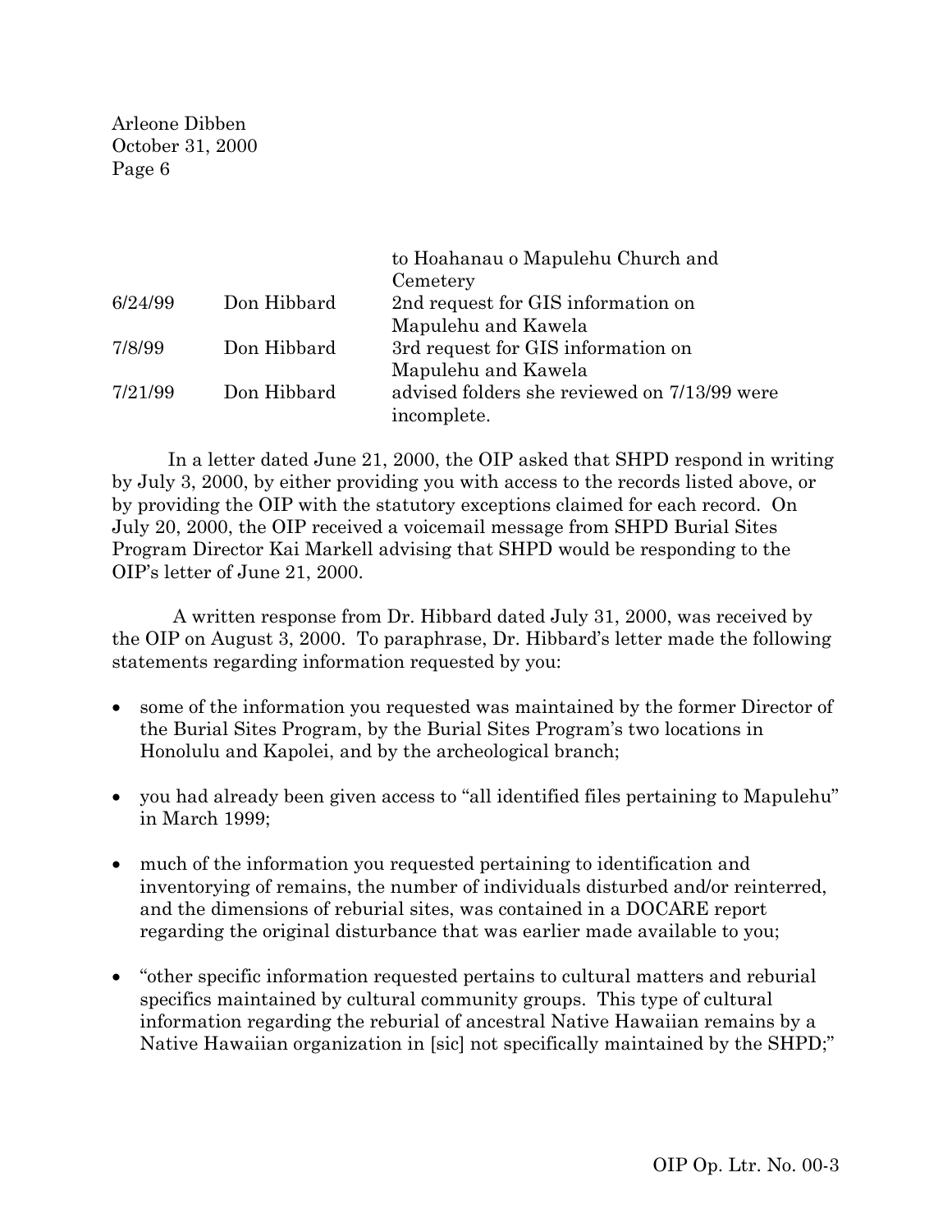| | | |
|---|---|---|
| | | to Hoahanau o Mapulehu Church and Cemetery |
| 6/24/99 | Don Hibbard | 2nd request for GIS information on Mapulehu and Kawela |
| 7/8/99 | Don Hibbard | 3rd request for GIS information on Mapulehu and Kawela |
| 7/21/99 | Don Hibbard | advised folders she reviewed on 7/13/99 were incomplete. |

In a letter dated June 21, 2000, the OIP asked that SHPD respond in writing by July 3, 2000, by either providing you with access to the records listed above, or by providing the OIP with the statutory exceptions claimed for each record. On July 20, 2000, the OIP received a voicemail message from SHPD Burial Sites Program Director Kai Markell advising that SHPD would be responding to the OIP's letter of June 21, 2000.

A written response from Dr. Hibbard dated July 31, 2000, was received by the OIP on August 3, 2000. To paraphrase, Dr. Hibbard's letter made the following statements regarding information requested by you:

- some of the information you requested was maintained by the former Director of the Burial Sites Program, by the Burial Sites Program's two locations in Honolulu and Kapolei, and by the archeological branch;
- you had already been given access to "all identified files pertaining to Mapulehu" in March 1999;
- much of the information you requested pertaining to identification and inventorying of remains, the number of individuals disturbed and/or reinterred, and the dimensions of reburial sites, was contained in a DOCARE report regarding the original disturbance that was earlier made available to you;
- "other specific information requested pertains to cultural matters and reburial specifics maintained by cultural community groups. This type of cultural information regarding the reburial of ancestral Native Hawaiian remains by a Native Hawaiian organization in [sic] not specifically maintained by the SHPD;"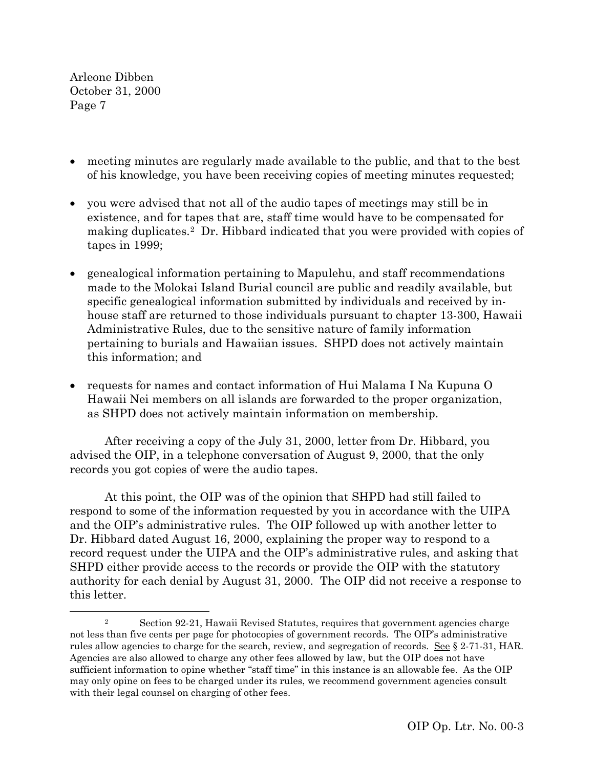- meeting minutes are regularly made available to the public, and that to the best of his knowledge, you have been receiving copies of meeting minutes requested;

- you were advised that not all of the audio tapes of meetings may still be in existence, and for tapes that are, staff time would have to be compensated for making duplicates.[2] Dr. Hibbard indicated that you were provided with copies of tapes in 1999;

- genealogical information pertaining to Mapulehu, and staff recommendations made to the Molokai Island Burial council are public and readily available, but specific genealogical information submitted by individuals and received by in-house staff are returned to those individuals pursuant to chapter 13-300, Hawaii Administrative Rules, due to the sensitive nature of family information pertaining to burials and Hawaiian issues. SHPD does not actively maintain this information; and

- requests for names and contact information of Hui Malama I Na Kupuna O Hawaii Nei members on all islands are forwarded to the proper organization, as SHPD does not actively maintain information on membership.

After receiving a copy of the July 31, 2000, letter from Dr. Hibbard, you advised the OIP, in a telephone conversation of August 9, 2000, that the only records you got copies of were the audio tapes.

At this point, the OIP was of the opinion that SHPD had still failed to respond to some of the information requested by you in accordance with the UIPA and the OIP's administrative rules. The OIP followed up with another letter to Dr. Hibbard dated August 16, 2000, explaining the proper way to respond to a record request under the UIPA and the OIP's administrative rules, and asking that SHPD either provide access to the records or provide the OIP with the statutory authority for each denial by August 31, 2000. The OIP did not receive a response to this letter.

---

[2] Section 92-21, Hawaii Revised Statutes, requires that government agencies charge not less than five cents per page for photocopies of government records. The OIP's administrative rules allow agencies to charge for the search, review, and segregation of records. See § 2-71-31, HAR. Agencies are also allowed to charge any other fees allowed by law, but the OIP does not have sufficient information to opine whether "staff time" in this instance is an allowable fee. As the OIP may only opine on fees to be charged under its rules, we recommend government agencies consult with their legal counsel on charging of other fees.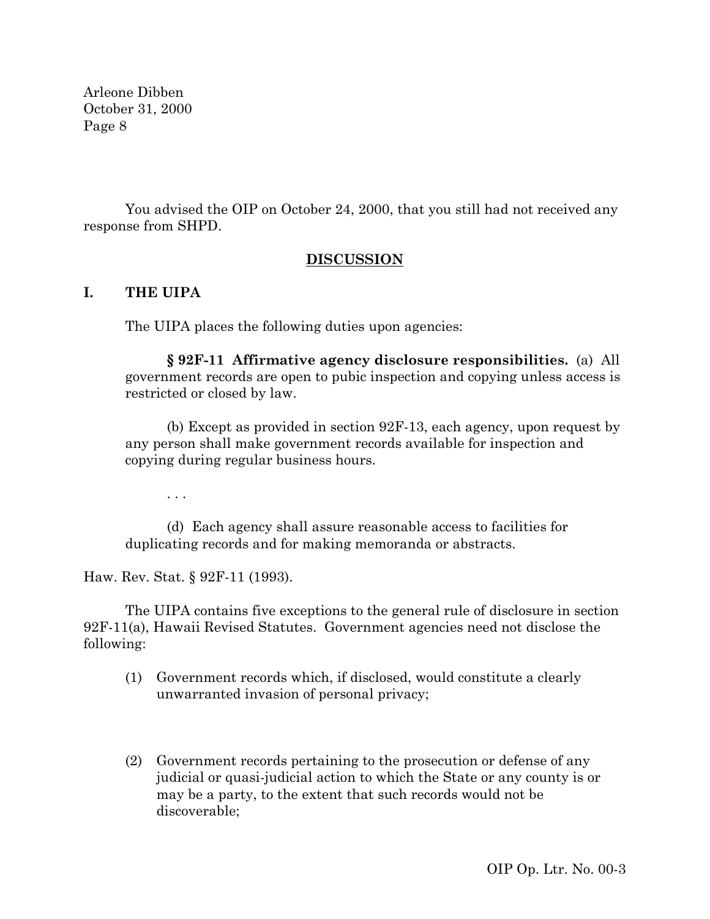You advised the OIP on October 24, 2000, that you still had not received any response from SHPD.

## DISCUSSION

### I. THE UIPA

The UIPA places the following duties upon agencies:

> **§ 92F-11 Affirmative agency disclosure responsibilities.** (a) All government records are open to pubic inspection and copying unless access is restricted or closed by law.
>
> (b) Except as provided in section 92F-13, each agency, upon request by any person shall make government records available for inspection and copying during regular business hours.
>
> . . .
>
> (d) Each agency shall assure reasonable access to facilities for duplicating records and for making memoranda or abstracts.

Haw. Rev. Stat. § 92F-11 (1993).

The UIPA contains five exceptions to the general rule of disclosure in section 92F-11(a), Hawaii Revised Statutes. Government agencies need not disclose the following:

> (1) Government records which, if disclosed, would constitute a clearly unwarranted invasion of personal privacy;
>
> (2) Government records pertaining to the prosecution or defense of any judicial or quasi-judicial action to which the State or any county is or may be a party, to the extent that such records would not be discoverable;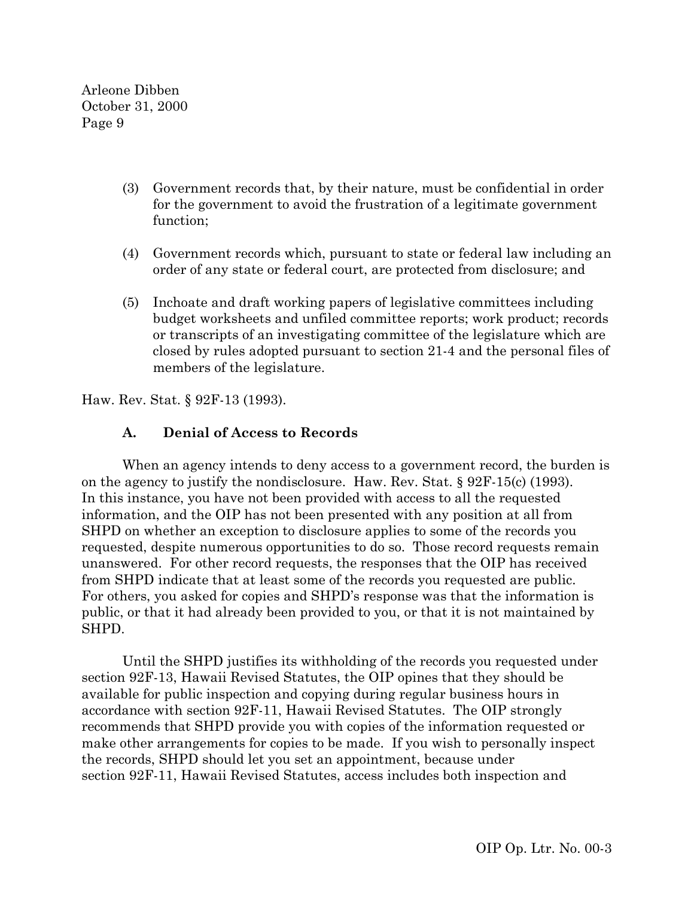(3) Government records that, by their nature, must be confidential in order for the government to avoid the frustration of a legitimate government function;

(4) Government records which, pursuant to state or federal law including an order of any state or federal court, are protected from disclosure; and

(5) Inchoate and draft working papers of legislative committees including budget worksheets and unfiled committee reports; work product; records or transcripts of an investigating committee of the legislature which are closed by rules adopted pursuant to section 21-4 and the personal files of members of the legislature.

Haw. Rev. Stat. § 92F-13 (1993).

### A. Denial of Access to Records

When an agency intends to deny access to a government record, the burden is on the agency to justify the nondisclosure. Haw. Rev. Stat. § 92F-15(c) (1993). In this instance, you have not been provided with access to all the requested information, and the OIP has not been presented with any position at all from SHPD on whether an exception to disclosure applies to some of the records you requested, despite numerous opportunities to do so. Those record requests remain unanswered. For other record requests, the responses that the OIP has received from SHPD indicate that at least some of the records you requested are public. For others, you asked for copies and SHPD's response was that the information is public, or that it had already been provided to you, or that it is not maintained by SHPD.

Until the SHPD justifies its withholding of the records you requested under section 92F-13, Hawaii Revised Statutes, the OIP opines that they should be available for public inspection and copying during regular business hours in accordance with section 92F-11, Hawaii Revised Statutes. The OIP strongly recommends that SHPD provide you with copies of the information requested or make other arrangements for copies to be made. If you wish to personally inspect the records, SHPD should let you set an appointment, because under section 92F-11, Hawaii Revised Statutes, access includes both inspection and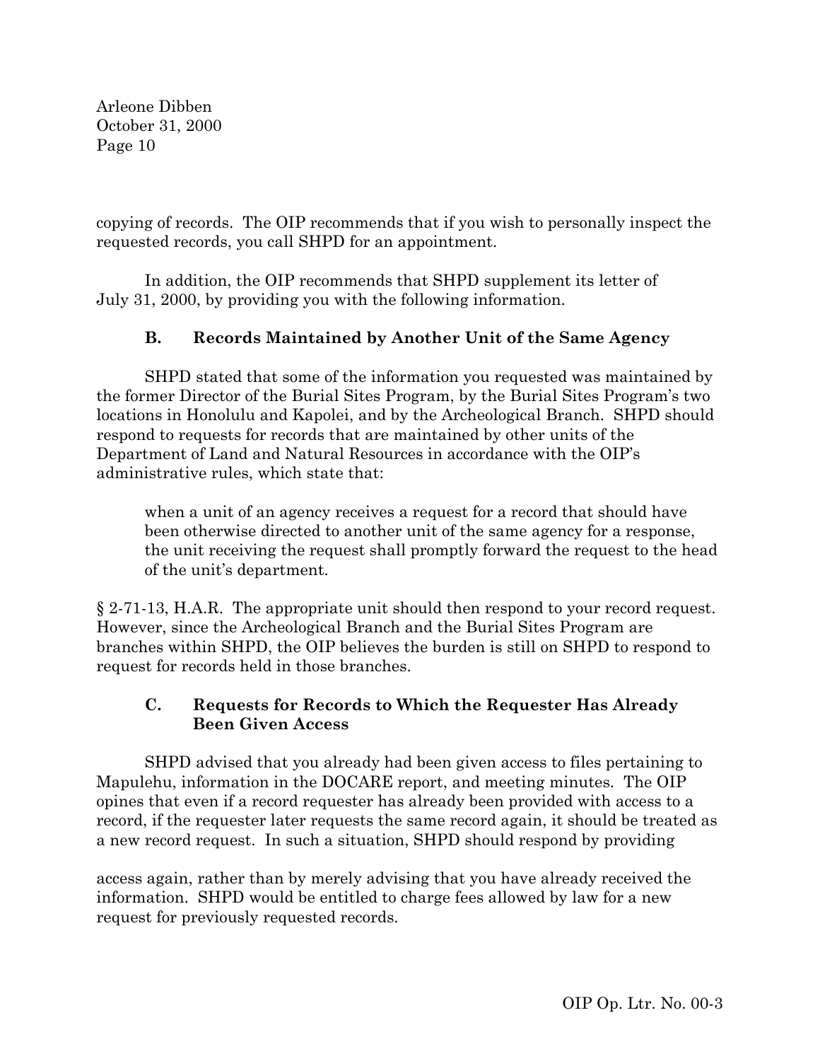copying of records. The OIP recommends that if you wish to personally inspect the requested records, you call SHPD for an appointment.

In addition, the OIP recommends that SHPD supplement its letter of July 31, 2000, by providing you with the following information.

### B. Records Maintained by Another Unit of the Same Agency

SHPD stated that some of the information you requested was maintained by the former Director of the Burial Sites Program, by the Burial Sites Program's two locations in Honolulu and Kapolei, and by the Archeological Branch. SHPD should respond to requests for records that are maintained by other units of the Department of Land and Natural Resources in accordance with the OIP's administrative rules, which state that:

> when a unit of an agency receives a request for a record that should have been otherwise directed to another unit of the same agency for a response, the unit receiving the request shall promptly forward the request to the head of the unit's department.

§ 2-71-13, H.A.R. The appropriate unit should then respond to your record request. However, since the Archeological Branch and the Burial Sites Program are branches within SHPD, the OIP believes the burden is still on SHPD to respond to request for records held in those branches.

### C. Requests for Records to Which the Requester Has Already Been Given Access

SHPD advised that you already had been given access to files pertaining to Mapulehu, information in the DOCARE report, and meeting minutes. The OIP opines that even if a record requester has already been provided with access to a record, if the requester later requests the same record again, it should be treated as a new record request. In such a situation, SHPD should respond by providing access again, rather than by merely advising that you have already received the information. SHPD would be entitled to charge fees allowed by law for a new request for previously requested records.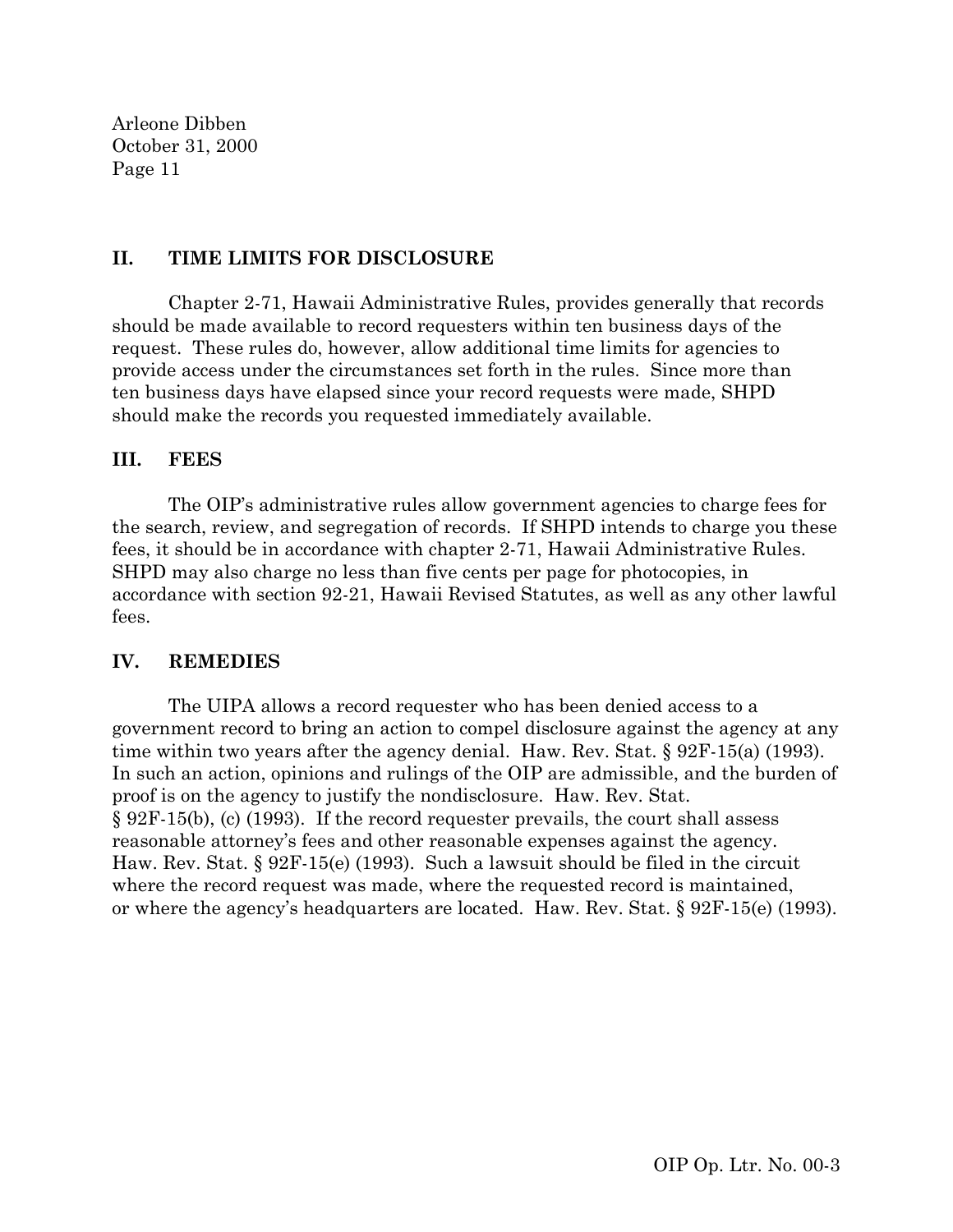## II. TIME LIMITS FOR DISCLOSURE

Chapter 2-71, Hawaii Administrative Rules, provides generally that records should be made available to record requesters within ten business days of the request. These rules do, however, allow additional time limits for agencies to provide access under the circumstances set forth in the rules. Since more than ten business days have elapsed since your record requests were made, SHPD should make the records you requested immediately available.

## III. FEES

The OIP's administrative rules allow government agencies to charge fees for the search, review, and segregation of records. If SHPD intends to charge you these fees, it should be in accordance with chapter 2-71, Hawaii Administrative Rules. SHPD may also charge no less than five cents per page for photocopies, in accordance with section 92-21, Hawaii Revised Statutes, as well as any other lawful fees.

## IV. REMEDIES

The UIPA allows a record requester who has been denied access to a government record to bring an action to compel disclosure against the agency at any time within two years after the agency denial. Haw. Rev. Stat. § 92F-15(a) (1993). In such an action, opinions and rulings of the OIP are admissible, and the burden of proof is on the agency to justify the nondisclosure. Haw. Rev. Stat. § 92F-15(b), (c) (1993). If the record requester prevails, the court shall assess reasonable attorney's fees and other reasonable expenses against the agency. Haw. Rev. Stat. § 92F-15(e) (1993). Such a lawsuit should be filed in the circuit where the record request was made, where the requested record is maintained, or where the agency's headquarters are located. Haw. Rev. Stat. § 92F-15(e) (1993).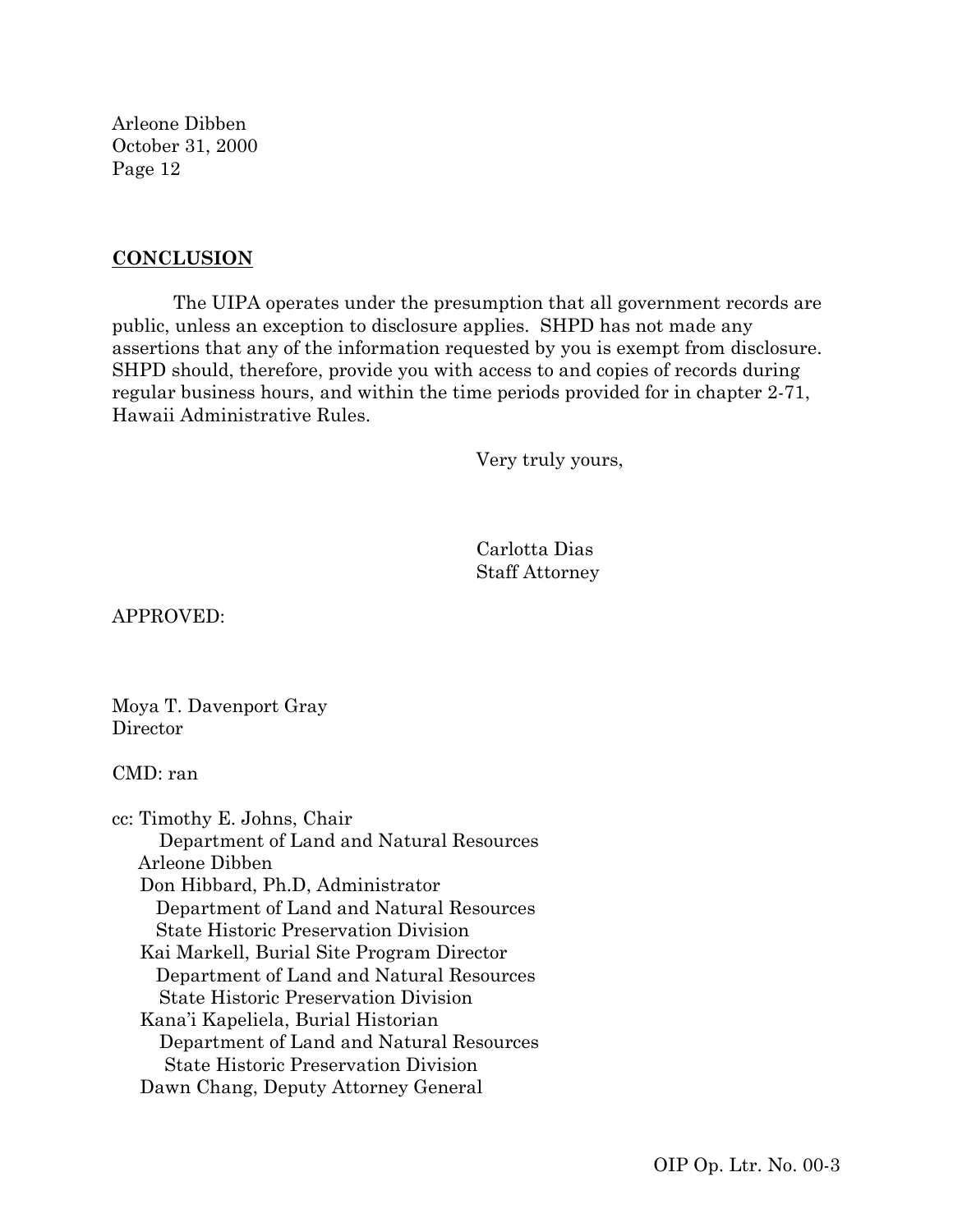Arleone Dibben
October 31, 2000
Page 12

## **CONCLUSION**

The UIPA operates under the presumption that all government records are public, unless an exception to disclosure applies. SHPD has not made any assertions that any of the information requested by you is exempt from disclosure. SHPD should, therefore, provide you with access to and copies of records during regular business hours, and within the time periods provided for in chapter 2-71, Hawaii Administrative Rules.

Very truly yours,

Carlotta Dias
Staff Attorney

APPROVED:

Moya T. Davenport Gray
Director

CMD: ran

cc: Timothy E. Johns, Chair
Department of Land and Natural Resources
Arleone Dibben
Don Hibbard, Ph.D, Administrator
Department of Land and Natural Resources
State Historic Preservation Division
Kai Markell, Burial Site Program Director
Department of Land and Natural Resources
State Historic Preservation Division
Kana'i Kapeliela, Burial Historian
Department of Land and Natural Resources
State Historic Preservation Division
Dawn Chang, Deputy Attorney General

OIP Op. Ltr. No. 00-3